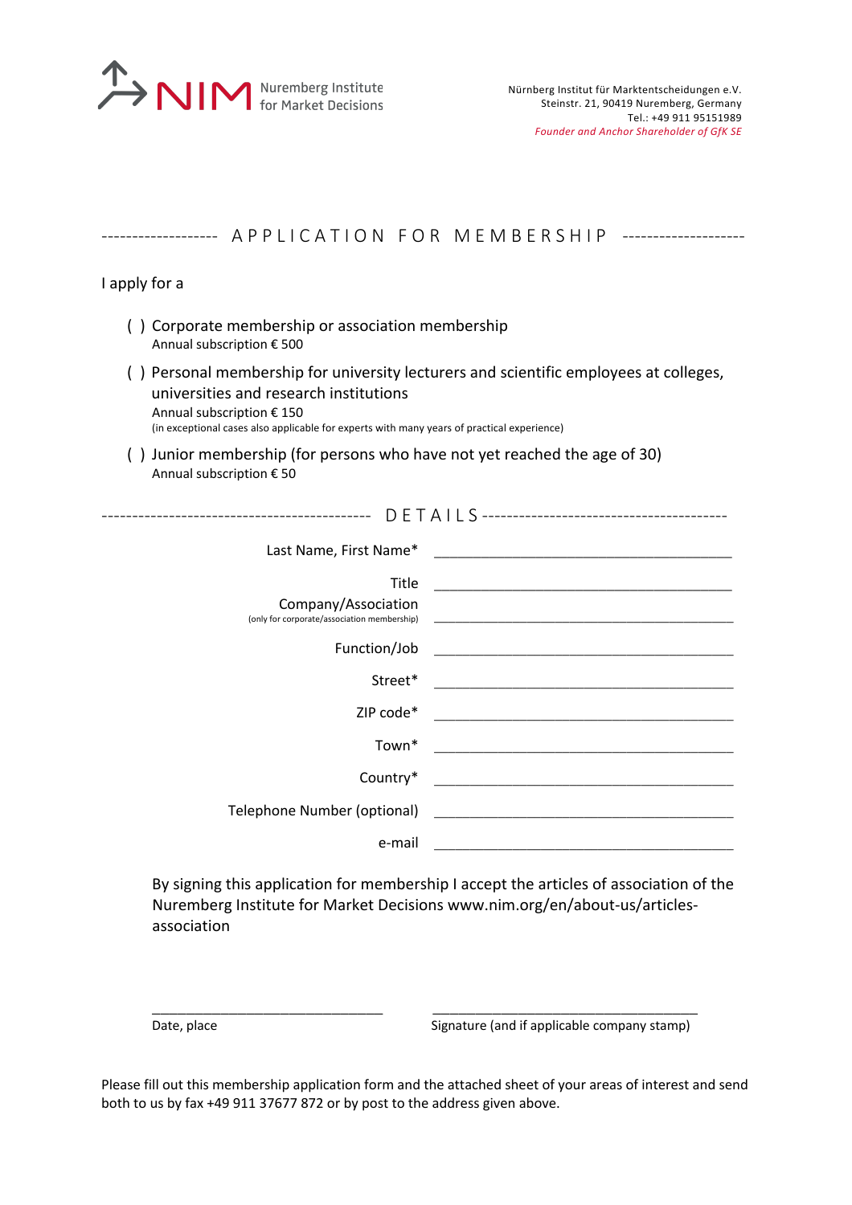NIM Nuremberg Institute for Market Decisions

Nürnberg Institut für Marktentscheidungen e.V.
Steinstr. 21, 90419 Nuremberg, Germany
Tel.: +49 911 95151989
*Founder and Anchor Shareholder of GfK SE*

## APPLICATION FOR MEMBERSHIP

I apply for a

( ) Corporate membership or association membership
Annual subscription € 500

( ) Personal membership for university lecturers and scientific employees at colleges, universities and research institutions
Annual subscription € 150
(in exceptional cases also applicable for experts with many years of practical experience)

( ) Junior membership (for persons who have not yet reached the age of 30)
Annual subscription € 50

## DETAILS

Last Name, First Name* ________________________________________

Title ________________________________________

Company/Association ________________________________________
(only for corporate/association membership)

Function/Job ________________________________________

Street* ________________________________________

ZIP code* ________________________________________

Town* ________________________________________

Country* ________________________________________

Telephone Number (optional) ________________________________________

e-mail ________________________________________

By signing this application for membership I accept the articles of association of the Nuremberg Institute for Market Decisions www.nim.org/en/about-us/articles-association

________________________________ ________________________________

Date, place Signature (and if applicable company stamp)

Please fill out this membership application form and the attached sheet of your areas of interest and send both to us by fax +49 911 37677 872 or by post to the address given above.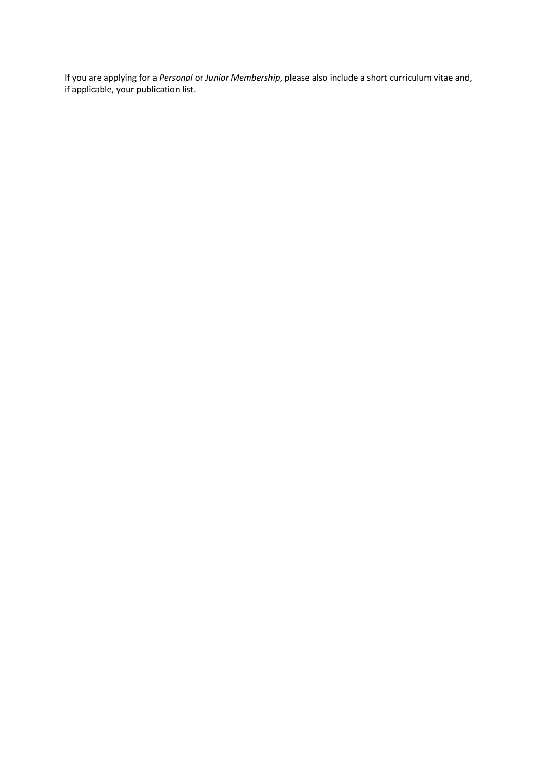If you are applying for a *Personal* or *Junior Membership*, please also include a short curriculum vitae and, if applicable, your publication list.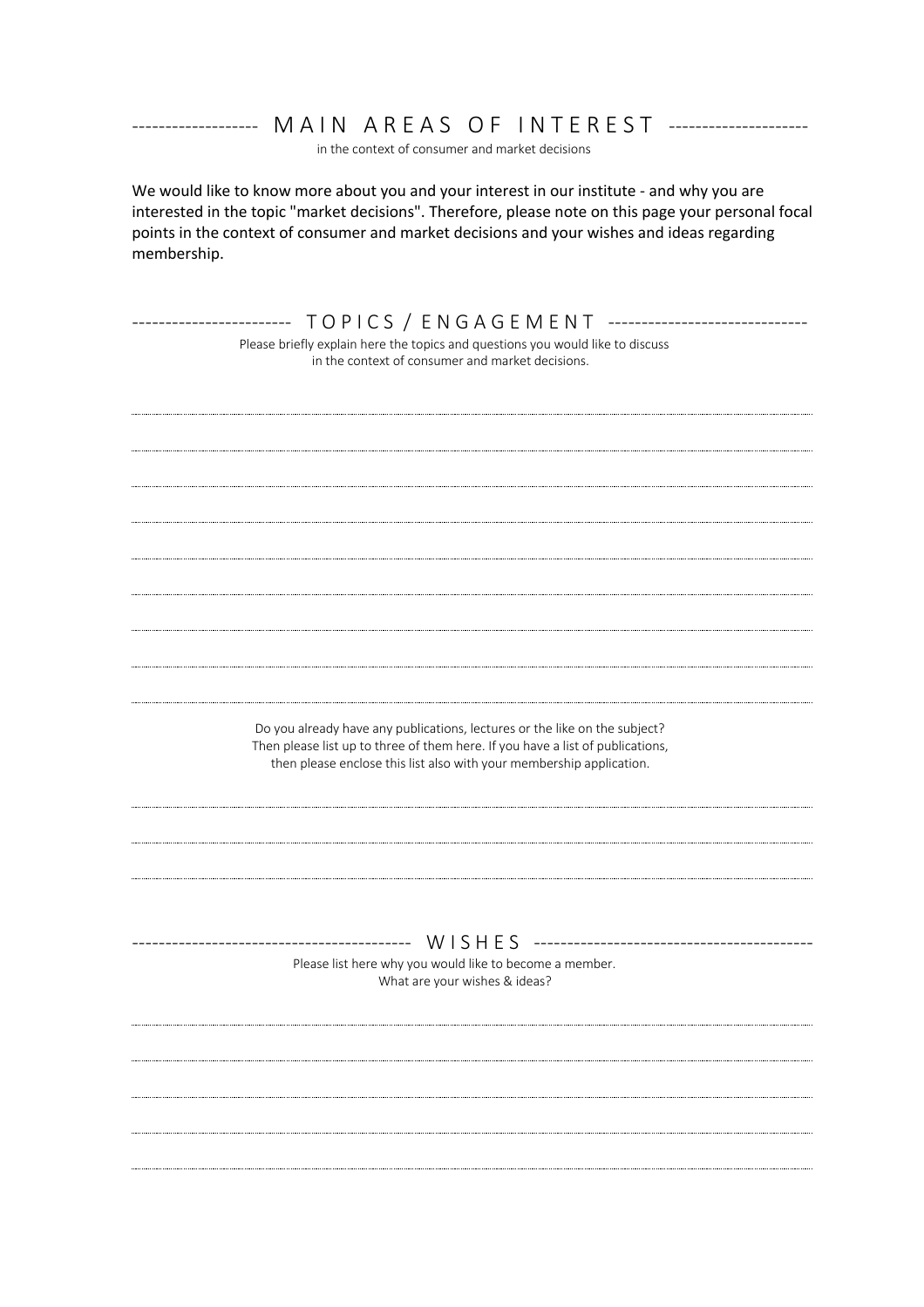## MAIN AREAS OF INTEREST

in the context of consumer and market decisions

We would like to know more about you and your interest in our institute - and why you are interested in the topic "market decisions". Therefore, please note on this page your personal focal points in the context of consumer and market decisions and your wishes and ideas regarding membership.

### TOPICS / ENGAGEMENT

Please briefly explain here the topics and questions you would like to discuss in the context of consumer and market decisions.

Do you already have any publications, lectures or the like on the subject? Then please list up to three of them here. If you have a list of publications, then please enclose this list also with your membership application.

### WISHES

Please list here why you would like to become a member. What are your wishes & ideas?